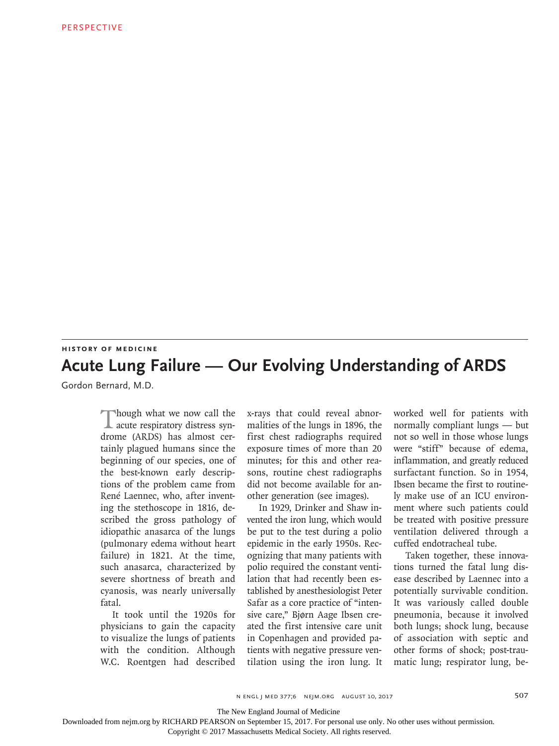PERSPECTIVE

HISTORY OF MEDICINE

# Acute Lung Failure — Our Evolving Understanding of ARDS

Gordon Bernard, M.D.

Though what we now call the acute respiratory distress syndrome (ARDS) has almost certainly plagued humans since the beginning of our species, one of the best-known early descriptions of the problem came from René Laennec, who, after inventing the stethoscope in 1816, described the gross pathology of idiopathic anasarca of the lungs (pulmonary edema without heart failure) in 1821. At the time, such anasarca, characterized by severe shortness of breath and cyanosis, was nearly universally fatal.

It took until the 1920s for physicians to gain the capacity to visualize the lungs of patients with the condition. Although W.C. Roentgen had described x-rays that could reveal abnormalities of the lungs in 1896, the first chest radiographs required exposure times of more than 20 minutes; for this and other reasons, routine chest radiographs did not become available for another generation (see images).

In 1929, Drinker and Shaw invented the iron lung, which would be put to the test during a polio epidemic in the early 1950s. Recognizing that many patients with polio required the constant ventilation that had recently been established by anesthesiologist Peter Safar as a core practice of "intensive care," Bjørn Aage Ibsen created the first intensive care unit in Copenhagen and provided patients with negative pressure ventilation using the iron lung. It worked well for patients with normally compliant lungs — but not so well in those whose lungs were "stiff" because of edema, inflammation, and greatly reduced surfactant function. So in 1954, Ibsen became the first to routinely make use of an ICU environment where such patients could be treated with positive pressure ventilation delivered through a cuffed endotracheal tube.

Taken together, these innovations turned the fatal lung disease described by Laennec into a potentially survivable condition. It was variously called double pneumonia, because it involved both lungs; shock lung, because of association with septic and other forms of shock; post-traumatic lung; respirator lung, be-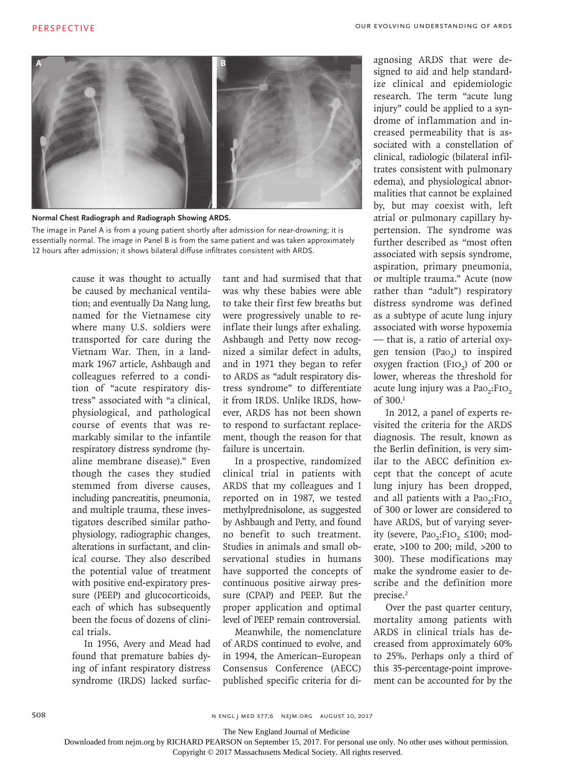**Normal Chest Radiograph and Radiograph Showing ARDS.**

The image in Panel A is from a young patient shortly after admission for near-drowning; it is essentially normal. The image in Panel B is from the same patient and was taken approximately 12 hours after admission; it shows bilateral diffuse infiltrates consistent with ARDS.

cause it was thought to actually be caused by mechanical ventilation; and eventually Da Nang lung, named for the Vietnamese city where many U.S. soldiers were transported for care during the Vietnam War. Then, in a landmark 1967 article, Ashbaugh and colleagues referred to a condition of "acute respiratory distress" associated with "a clinical, physiological, and pathological course of events that was remarkably similar to the infantile respiratory distress syndrome (hyaline membrane disease)." Even though the cases they studied stemmed from diverse causes, including pancreatitis, pneumonia, and multiple trauma, these investigators described similar pathophysiology, radiographic changes, alterations in surfactant, and clinical course. They also described the potential value of treatment with positive end-expiratory pressure (PEEP) and glucocorticoids, each of which has subsequently been the focus of dozens of clinical trials.

In 1956, Avery and Mead had found that premature babies dying of infant respiratory distress syndrome (IRDS) lacked surfactant and had surmised that that was why these babies were able to take their first few breaths but were progressively unable to reinflate their lungs after exhaling. Ashbaugh and Petty now recognized a similar defect in adults, and in 1971 they began to refer to ARDS as "adult respiratory distress syndrome" to differentiate it from IRDS. Unlike IRDS, however, ARDS has not been shown to respond to surfactant replacement, though the reason for that failure is uncertain.

In a prospective, randomized clinical trial in patients with ARDS that my colleagues and I reported on in 1987, we tested methylprednisolone, as suggested by Ashbaugh and Petty, and found no benefit to such treatment. Studies in animals and small observational studies in humans have supported the concepts of continuous positive airway pressure (CPAP) and PEEP. But the proper application and optimal level of PEEP remain controversial.

Meanwhile, the nomenclature of ARDS continued to evolve, and in 1994, the American–European Consensus Conference (AECC) published specific criteria for diagnosing ARDS that were designed to aid and help standardize clinical and epidemiologic research. The term "acute lung injury" could be applied to a syndrome of inflammation and increased permeability that is associated with a constellation of clinical, radiologic (bilateral infiltrates consistent with pulmonary edema), and physiological abnormalities that cannot be explained by, but may coexist with, left atrial or pulmonary capillary hypertension. The syndrome was further described as "most often associated with sepsis syndrome, aspiration, primary pneumonia, or multiple trauma." Acute (now rather than "adult") respiratory distress syndrome was defined as a subtype of acute lung injury associated with worse hypoxemia — that is, a ratio of arterial oxygen tension ($Pa_{O_2}$) to inspired oxygen fraction ($F_{IO_2}$) of 200 or lower, whereas the threshold for acute lung injury was a $Pa_{O_2}$:$F_{IO_2}$ of 300.[1]

In 2012, a panel of experts revisited the criteria for the ARDS diagnosis. The result, known as the Berlin definition, is very similar to the AECC definition except that the concept of acute lung injury has been dropped, and all patients with a $Pa_{O_2}$:$F_{IO_2}$ of 300 or lower are considered to have ARDS, but of varying severity (severe, $Pa_{O_2}$:$F_{IO_2}$ ≤100; moderate, >100 to 200; mild, >200 to 300). These modifications may make the syndrome easier to describe and the definition more precise.[2]

Over the past quarter century, mortality among patients with ARDS in clinical trials has decreased from approximately 60% to 25%. Perhaps only a third of this 35-percentage-point improvement can be accounted for by the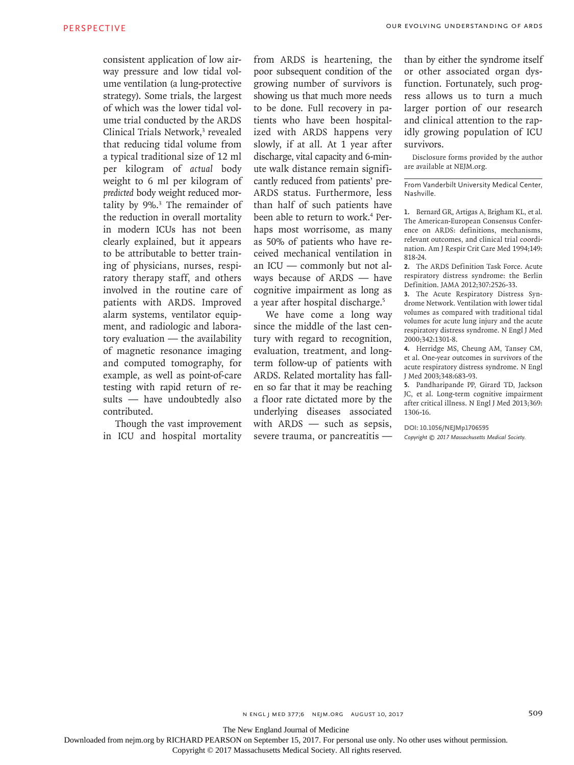consistent application of low airway pressure and low tidal volume ventilation (a lung-protective strategy). Some trials, the largest of which was the lower tidal volume trial conducted by the ARDS Clinical Trials Network,[3] revealed that reducing tidal volume from a typical traditional size of 12 ml per kilogram of *actual* body weight to 6 ml per kilogram of *predicted* body weight reduced mortality by 9%.[3] The remainder of the reduction in overall mortality in modern ICUs has not been clearly explained, but it appears to be attributable to better training of physicians, nurses, respiratory therapy staff, and others involved in the routine care of patients with ARDS. Improved alarm systems, ventilator equipment, and radiologic and laboratory evaluation — the availability of magnetic resonance imaging and computed tomography, for example, as well as point-of-care testing with rapid return of results — have undoubtedly also contributed.

Though the vast improvement in ICU and hospital mortality from ARDS is heartening, the poor subsequent condition of the growing number of survivors is showing us that much more needs to be done. Full recovery in patients who have been hospitalized with ARDS happens very slowly, if at all. At 1 year after discharge, vital capacity and 6-minute walk distance remain significantly reduced from patients' pre-ARDS status. Furthermore, less than half of such patients have been able to return to work.[4] Perhaps most worrisome, as many as 50% of patients who have received mechanical ventilation in an ICU — commonly but not always because of ARDS — have cognitive impairment as long as a year after hospital discharge.[5]

We have come a long way since the middle of the last century with regard to recognition, evaluation, treatment, and long-term follow-up of patients with ARDS. Related mortality has fallen so far that it may be reaching a floor rate dictated more by the underlying diseases associated with ARDS — such as sepsis, severe trauma, or pancreatitis — than by either the syndrome itself or other associated organ dysfunction. Fortunately, such progress allows us to turn a much larger portion of our research and clinical attention to the rapidly growing population of ICU survivors.

Disclosure forms provided by the author are available at NEJM.org.

From Vanderbilt University Medical Center, Nashville.

1. Bernard GR, Artigas A, Brigham KL, et al. The American-European Consensus Conference on ARDS: definitions, mechanisms, relevant outcomes, and clinical trial coordination. Am J Respir Crit Care Med 1994;149:818-24.
2. The ARDS Definition Task Force. Acute respiratory distress syndrome: the Berlin Definition. JAMA 2012;307:2526-33.
3. The Acute Respiratory Distress Syndrome Network. Ventilation with lower tidal volumes as compared with traditional tidal volumes for acute lung injury and the acute respiratory distress syndrome. N Engl J Med 2000;342:1301-8.
4. Herridge MS, Cheung AM, Tansey CM, et al. One-year outcomes in survivors of the acute respiratory distress syndrome. N Engl J Med 2003;348:683-93.
5. Pandharipande PP, Girard TD, Jackson JC, et al. Long-term cognitive impairment after critical illness. N Engl J Med 2013;369:1306-16.

DOI: 10.1056/NEJMp1706595
*Copyright © 2017 Massachusetts Medical Society.*